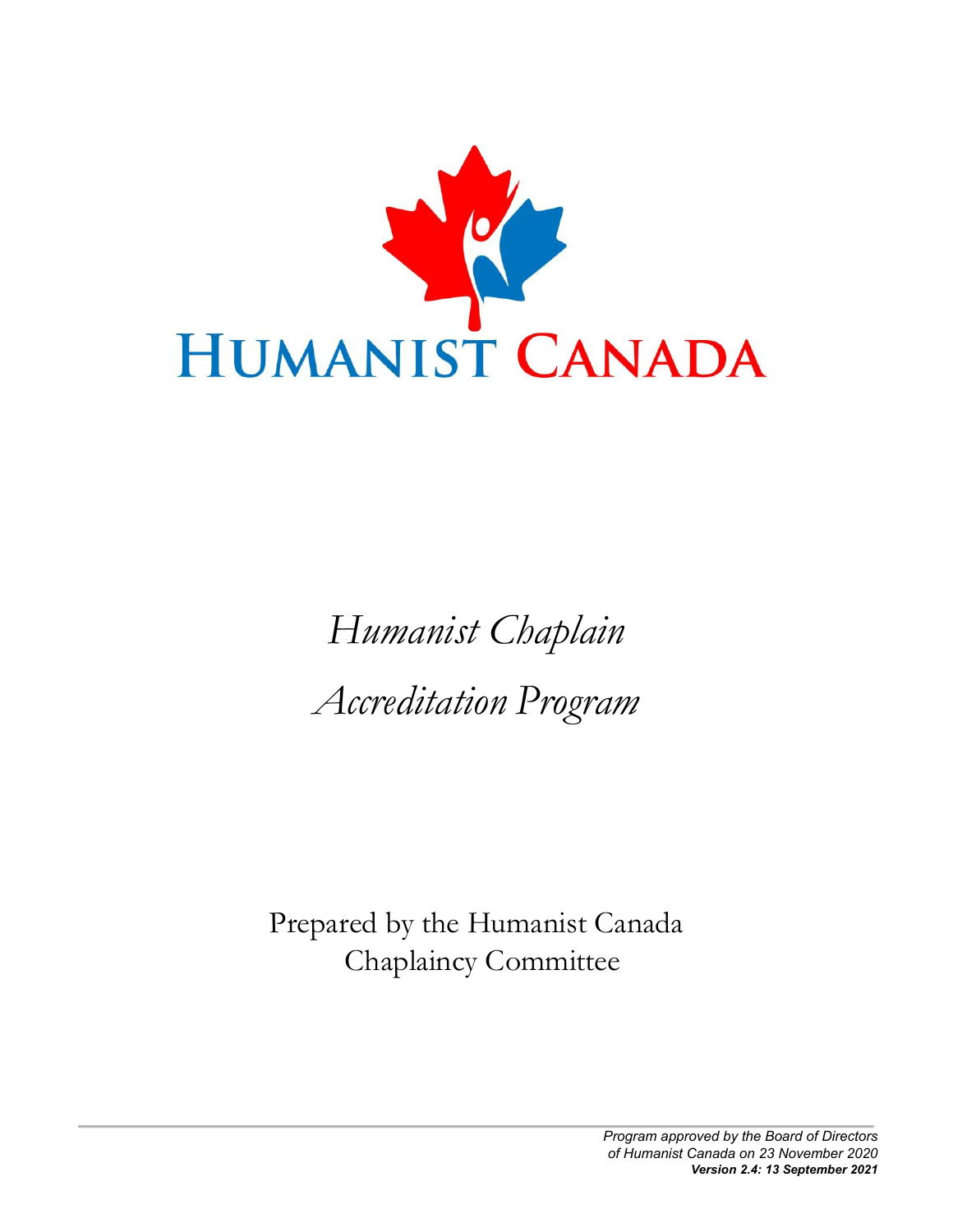# HUMANIST CANADA

# *Humanist Chaplain Accreditation Program*

Prepared by the Humanist Canada Chaplaincy Committee

*Program approved by the Board of Directors of Humanist Canada on 23 November 2020*
***Version 2.4: 13 September 2021***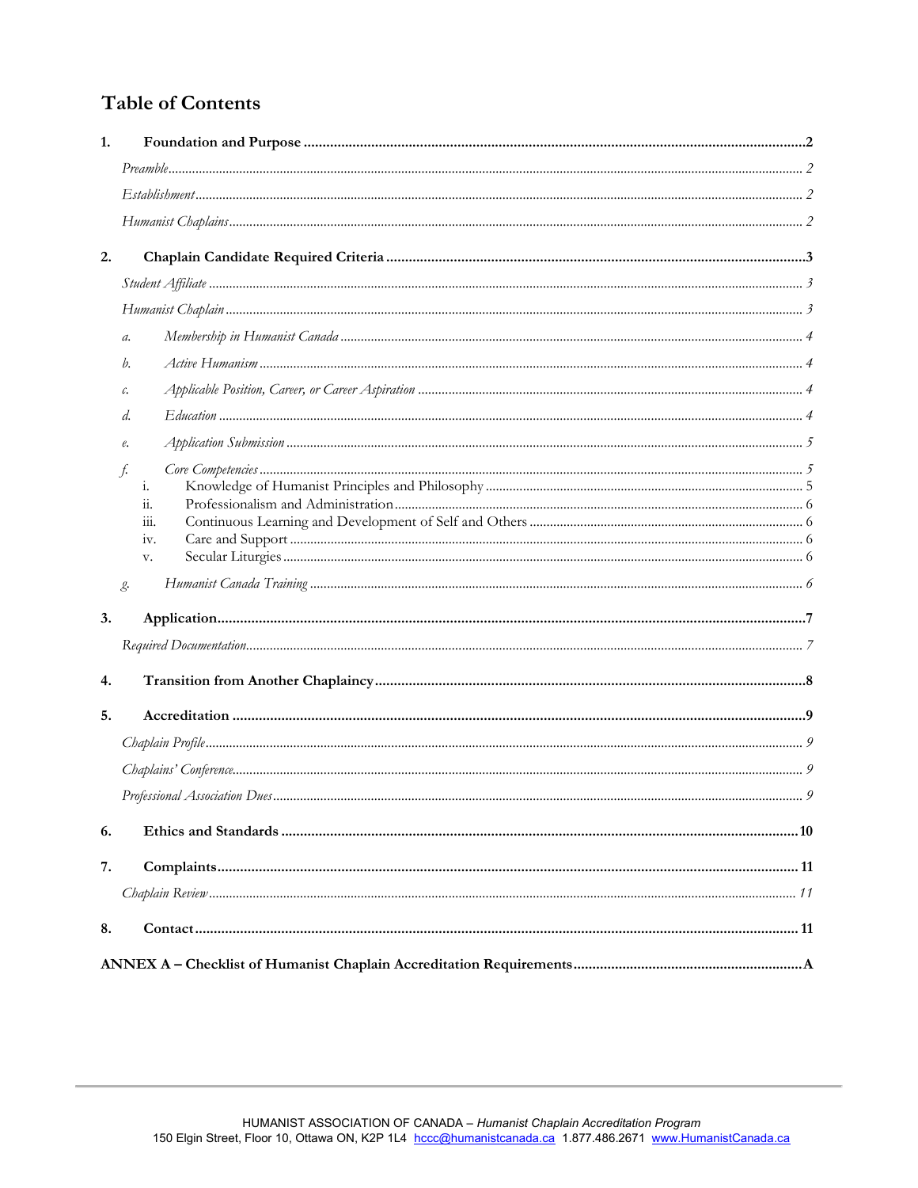# Table of Contents

1. **Foundation and Purpose** .......... 2
   - *Preamble* .......... 2
   - *Establishment* .......... 2
   - *Humanist Chaplains* .......... 2
2. **Chaplain Candidate Required Criteria** .......... 3
   - *Student Affiliate* .......... 3
   - *Humanist Chaplain* .......... 3
   - a. *Membership in Humanist Canada* .......... 4
   - b. *Active Humanism* .......... 4
   - c. *Applicable Position, Career, or Career Aspiration* .......... 4
   - d. *Education* .......... 4
   - e. *Application Submission* .......... 5
   - f. *Core Competencies* .......... 5
     - i. Knowledge of Humanist Principles and Philosophy .......... 5
     - ii. Professionalism and Administration .......... 6
     - iii. Continuous Learning and Development of Self and Others .......... 6
     - iv. Care and Support .......... 6
     - v. Secular Liturgies .......... 6
   - g. *Humanist Canada Training* .......... 6
3. **Application** .......... 7
   - *Required Documentation* .......... 7
4. **Transition from Another Chaplaincy** .......... 8
5. **Accreditation** .......... 9
   - *Chaplain Profile* .......... 9
   - *Chaplains' Conference* .......... 9
   - *Professional Association Dues* .......... 9
6. **Ethics and Standards** .......... 10
7. **Complaints** .......... 11
   - *Chaplain Review* .......... 11
8. **Contact** .......... 11

**ANNEX A – Checklist of Humanist Chaplain Accreditation Requirements** .......... A

HUMANIST ASSOCIATION OF CANADA – *Humanist Chaplain Accreditation Program*
150 Elgin Street, Floor 10, Ottawa ON, K2P 1L4 hccc@humanistcanada.ca 1.877.486.2671 www.HumanistCanada.ca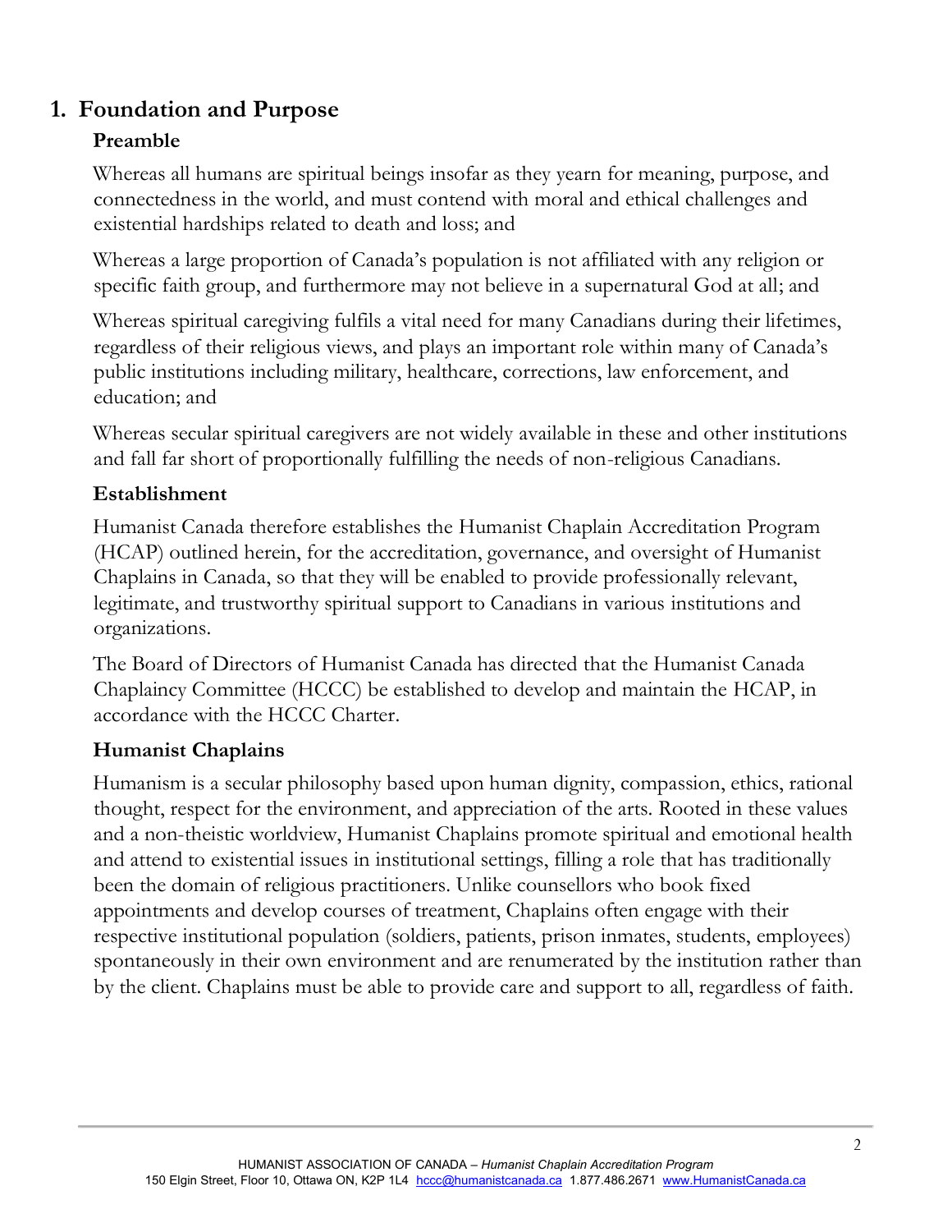## 1. Foundation and Purpose

### Preamble

Whereas all humans are spiritual beings insofar as they yearn for meaning, purpose, and connectedness in the world, and must contend with moral and ethical challenges and existential hardships related to death and loss; and

Whereas a large proportion of Canada's population is not affiliated with any religion or specific faith group, and furthermore may not believe in a supernatural God at all; and

Whereas spiritual caregiving fulfils a vital need for many Canadians during their lifetimes, regardless of their religious views, and plays an important role within many of Canada's public institutions including military, healthcare, corrections, law enforcement, and education; and

Whereas secular spiritual caregivers are not widely available in these and other institutions and fall far short of proportionally fulfilling the needs of non-religious Canadians.

### Establishment

Humanist Canada therefore establishes the Humanist Chaplain Accreditation Program (HCAP) outlined herein, for the accreditation, governance, and oversight of Humanist Chaplains in Canada, so that they will be enabled to provide professionally relevant, legitimate, and trustworthy spiritual support to Canadians in various institutions and organizations.

The Board of Directors of Humanist Canada has directed that the Humanist Canada Chaplaincy Committee (HCCC) be established to develop and maintain the HCAP, in accordance with the HCCC Charter.

### Humanist Chaplains

Humanism is a secular philosophy based upon human dignity, compassion, ethics, rational thought, respect for the environment, and appreciation of the arts. Rooted in these values and a non-theistic worldview, Humanist Chaplains promote spiritual and emotional health and attend to existential issues in institutional settings, filling a role that has traditionally been the domain of religious practitioners. Unlike counsellors who book fixed appointments and develop courses of treatment, Chaplains often engage with their respective institutional population (soldiers, patients, prison inmates, students, employees) spontaneously in their own environment and are renumerated by the institution rather than by the client. Chaplains must be able to provide care and support to all, regardless of faith.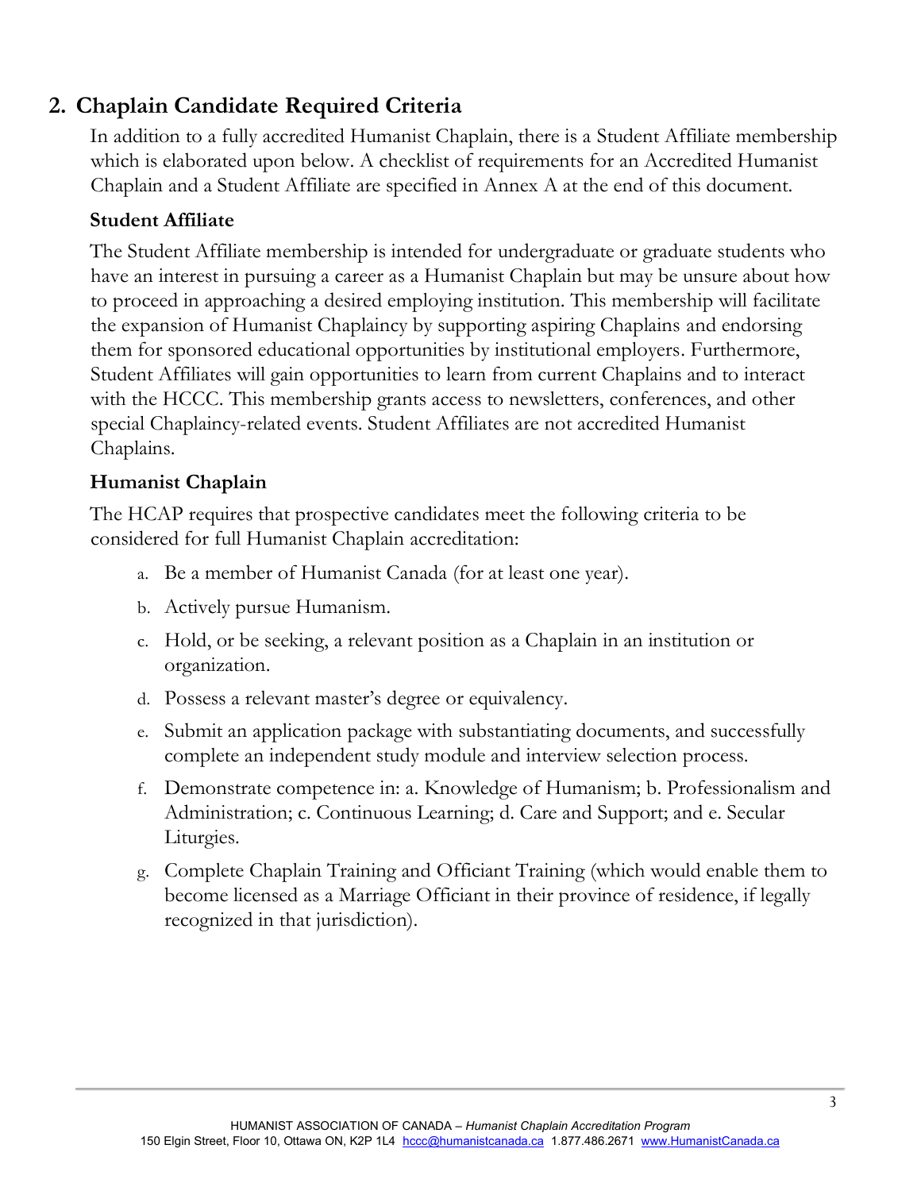## 2. Chaplain Candidate Required Criteria

In addition to a fully accredited Humanist Chaplain, there is a Student Affiliate membership which is elaborated upon below. A checklist of requirements for an Accredited Humanist Chaplain and a Student Affiliate are specified in Annex A at the end of this document.

### Student Affiliate

The Student Affiliate membership is intended for undergraduate or graduate students who have an interest in pursuing a career as a Humanist Chaplain but may be unsure about how to proceed in approaching a desired employing institution. This membership will facilitate the expansion of Humanist Chaplaincy by supporting aspiring Chaplains and endorsing them for sponsored educational opportunities by institutional employers. Furthermore, Student Affiliates will gain opportunities to learn from current Chaplains and to interact with the HCCC. This membership grants access to newsletters, conferences, and other special Chaplaincy-related events. Student Affiliates are not accredited Humanist Chaplains.

### Humanist Chaplain

The HCAP requires that prospective candidates meet the following criteria to be considered for full Humanist Chaplain accreditation:

a. Be a member of Humanist Canada (for at least one year).

b. Actively pursue Humanism.

c. Hold, or be seeking, a relevant position as a Chaplain in an institution or organization.

d. Possess a relevant master's degree or equivalency.

e. Submit an application package with substantiating documents, and successfully complete an independent study module and interview selection process.

f. Demonstrate competence in: a. Knowledge of Humanism; b. Professionalism and Administration; c. Continuous Learning; d. Care and Support; and e. Secular Liturgies.

g. Complete Chaplain Training and Officiant Training (which would enable them to become licensed as a Marriage Officiant in their province of residence, if legally recognized in that jurisdiction).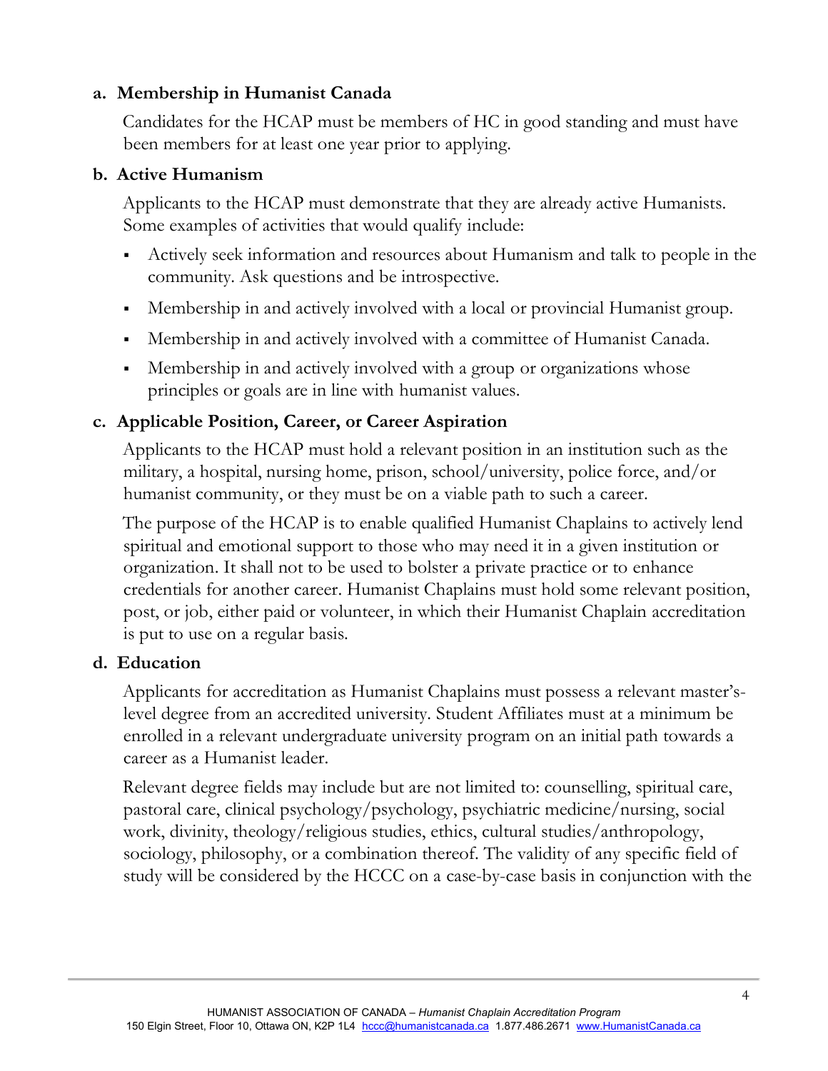**a. Membership in Humanist Canada**

Candidates for the HCAP must be members of HC in good standing and must have been members for at least one year prior to applying.

**b. Active Humanism**

Applicants to the HCAP must demonstrate that they are already active Humanists. Some examples of activities that would qualify include:

- Actively seek information and resources about Humanism and talk to people in the community. Ask questions and be introspective.
- Membership in and actively involved with a local or provincial Humanist group.
- Membership in and actively involved with a committee of Humanist Canada.
- Membership in and actively involved with a group or organizations whose principles or goals are in line with humanist values.

**c. Applicable Position, Career, or Career Aspiration**

Applicants to the HCAP must hold a relevant position in an institution such as the military, a hospital, nursing home, prison, school/university, police force, and/or humanist community, or they must be on a viable path to such a career.

The purpose of the HCAP is to enable qualified Humanist Chaplains to actively lend spiritual and emotional support to those who may need it in a given institution or organization. It shall not to be used to bolster a private practice or to enhance credentials for another career. Humanist Chaplains must hold some relevant position, post, or job, either paid or volunteer, in which their Humanist Chaplain accreditation is put to use on a regular basis.

**d. Education**

Applicants for accreditation as Humanist Chaplains must possess a relevant master's-level degree from an accredited university. Student Affiliates must at a minimum be enrolled in a relevant undergraduate university program on an initial path towards a career as a Humanist leader.

Relevant degree fields may include but are not limited to: counselling, spiritual care, pastoral care, clinical psychology/psychology, psychiatric medicine/nursing, social work, divinity, theology/religious studies, ethics, cultural studies/anthropology, sociology, philosophy, or a combination thereof. The validity of any specific field of study will be considered by the HCCC on a case-by-case basis in conjunction with the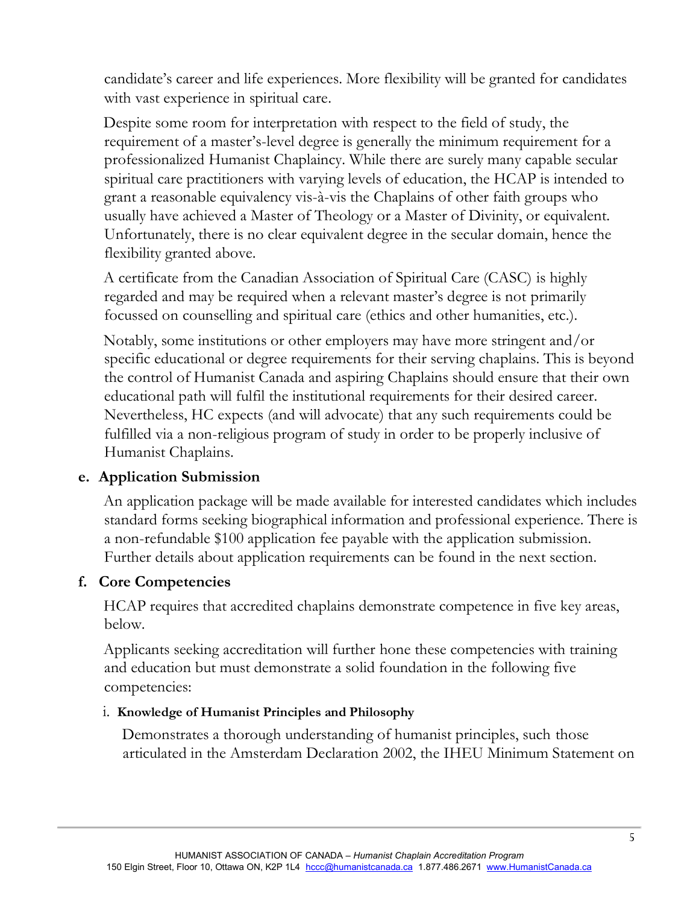candidate's career and life experiences. More flexibility will be granted for candidates with vast experience in spiritual care.

Despite some room for interpretation with respect to the field of study, the requirement of a master's-level degree is generally the minimum requirement for a professionalized Humanist Chaplaincy. While there are surely many capable secular spiritual care practitioners with varying levels of education, the HCAP is intended to grant a reasonable equivalency vis-à-vis the Chaplains of other faith groups who usually have achieved a Master of Theology or a Master of Divinity, or equivalent. Unfortunately, there is no clear equivalent degree in the secular domain, hence the flexibility granted above.

A certificate from the Canadian Association of Spiritual Care (CASC) is highly regarded and may be required when a relevant master's degree is not primarily focussed on counselling and spiritual care (ethics and other humanities, etc.).

Notably, some institutions or other employers may have more stringent and/or specific educational or degree requirements for their serving chaplains. This is beyond the control of Humanist Canada and aspiring Chaplains should ensure that their own educational path will fulfil the institutional requirements for their desired career. Nevertheless, HC expects (and will advocate) that any such requirements could be fulfilled via a non-religious program of study in order to be properly inclusive of Humanist Chaplains.

### e. Application Submission

An application package will be made available for interested candidates which includes standard forms seeking biographical information and professional experience. There is a non-refundable $100 application fee payable with the application submission. Further details about application requirements can be found in the next section.

### f. Core Competencies

HCAP requires that accredited chaplains demonstrate competence in five key areas, below.

Applicants seeking accreditation will further hone these competencies with training and education but must demonstrate a solid foundation in the following five competencies:

#### i. Knowledge of Humanist Principles and Philosophy

Demonstrates a thorough understanding of humanist principles, such those articulated in the Amsterdam Declaration 2002, the IHEU Minimum Statement on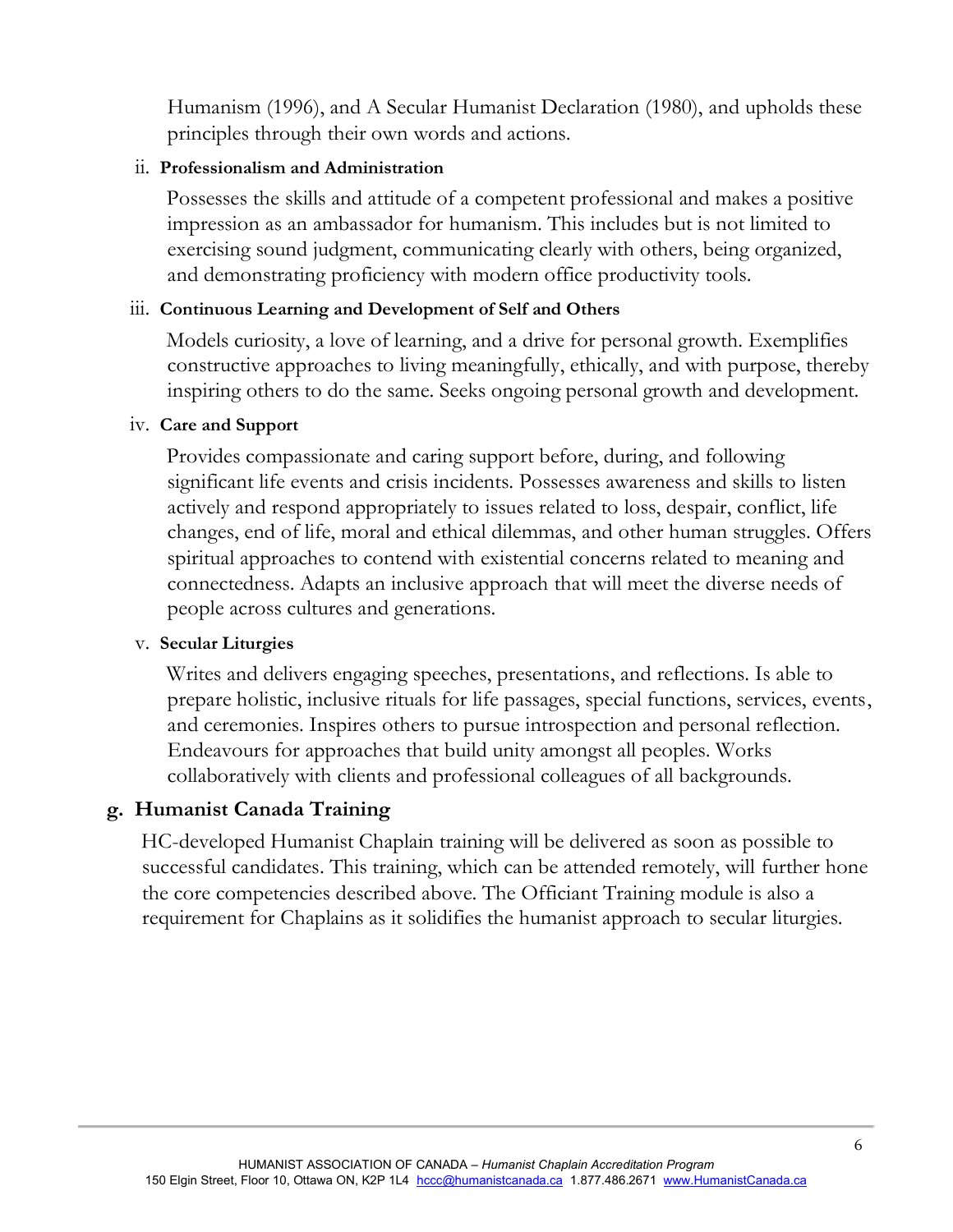Humanism (1996), and A Secular Humanist Declaration (1980), and upholds these principles through their own words and actions.

ii. **Professionalism and Administration**

Possesses the skills and attitude of a competent professional and makes a positive impression as an ambassador for humanism. This includes but is not limited to exercising sound judgment, communicating clearly with others, being organized, and demonstrating proficiency with modern office productivity tools.

iii. **Continuous Learning and Development of Self and Others**

Models curiosity, a love of learning, and a drive for personal growth. Exemplifies constructive approaches to living meaningfully, ethically, and with purpose, thereby inspiring others to do the same. Seeks ongoing personal growth and development.

iv. **Care and Support**

Provides compassionate and caring support before, during, and following significant life events and crisis incidents. Possesses awareness and skills to listen actively and respond appropriately to issues related to loss, despair, conflict, life changes, end of life, moral and ethical dilemmas, and other human struggles. Offers spiritual approaches to contend with existential concerns related to meaning and connectedness. Adapts an inclusive approach that will meet the diverse needs of people across cultures and generations.

v. **Secular Liturgies**

Writes and delivers engaging speeches, presentations, and reflections. Is able to prepare holistic, inclusive rituals for life passages, special functions, services, events, and ceremonies. Inspires others to pursue introspection and personal reflection. Endeavours for approaches that build unity amongst all peoples. Works collaboratively with clients and professional colleagues of all backgrounds.

## g. Humanist Canada Training

HC-developed Humanist Chaplain training will be delivered as soon as possible to successful candidates. This training, which can be attended remotely, will further hone the core competencies described above. The Officiant Training module is also a requirement for Chaplains as it solidifies the humanist approach to secular liturgies.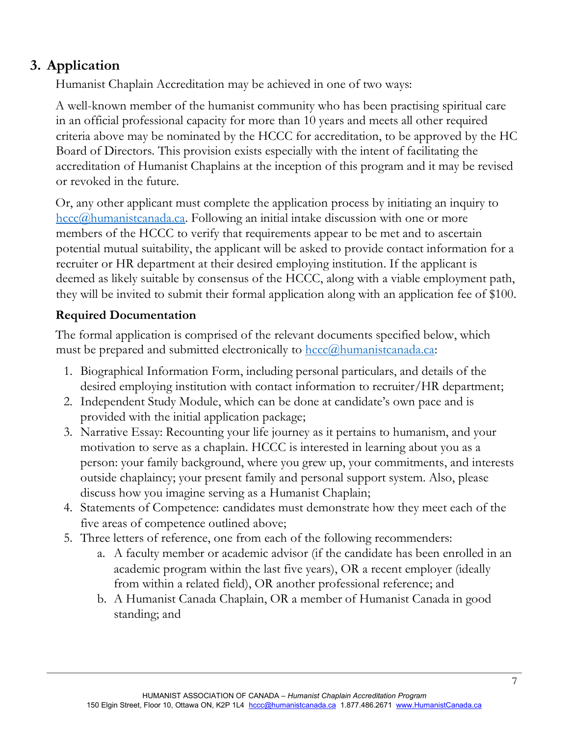## 3. Application

Humanist Chaplain Accreditation may be achieved in one of two ways:

A well-known member of the humanist community who has been practising spiritual care in an official professional capacity for more than 10 years and meets all other required criteria above may be nominated by the HCCC for accreditation, to be approved by the HC Board of Directors. This provision exists especially with the intent of facilitating the accreditation of Humanist Chaplains at the inception of this program and it may be revised or revoked in the future.

Or, any other applicant must complete the application process by initiating an inquiry to hccc@humanistcanada.ca. Following an initial intake discussion with one or more members of the HCCC to verify that requirements appear to be met and to ascertain potential mutual suitability, the applicant will be asked to provide contact information for a recruiter or HR department at their desired employing institution. If the applicant is deemed as likely suitable by consensus of the HCCC, along with a viable employment path, they will be invited to submit their formal application along with an application fee of $100.

### Required Documentation

The formal application is comprised of the relevant documents specified below, which must be prepared and submitted electronically to hccc@humanistcanada.ca:

1. Biographical Information Form, including personal particulars, and details of the desired employing institution with contact information to recruiter/HR department;
2. Independent Study Module, which can be done at candidate's own pace and is provided with the initial application package;
3. Narrative Essay: Recounting your life journey as it pertains to humanism, and your motivation to serve as a chaplain. HCCC is interested in learning about you as a person: your family background, where you grew up, your commitments, and interests outside chaplaincy; your present family and personal support system. Also, please discuss how you imagine serving as a Humanist Chaplain;
4. Statements of Competence: candidates must demonstrate how they meet each of the five areas of competence outlined above;
5. Three letters of reference, one from each of the following recommenders:
    a. A faculty member or academic advisor (if the candidate has been enrolled in an academic program within the last five years), OR a recent employer (ideally from within a related field), OR another professional reference; and
    b. A Humanist Canada Chaplain, OR a member of Humanist Canada in good standing; and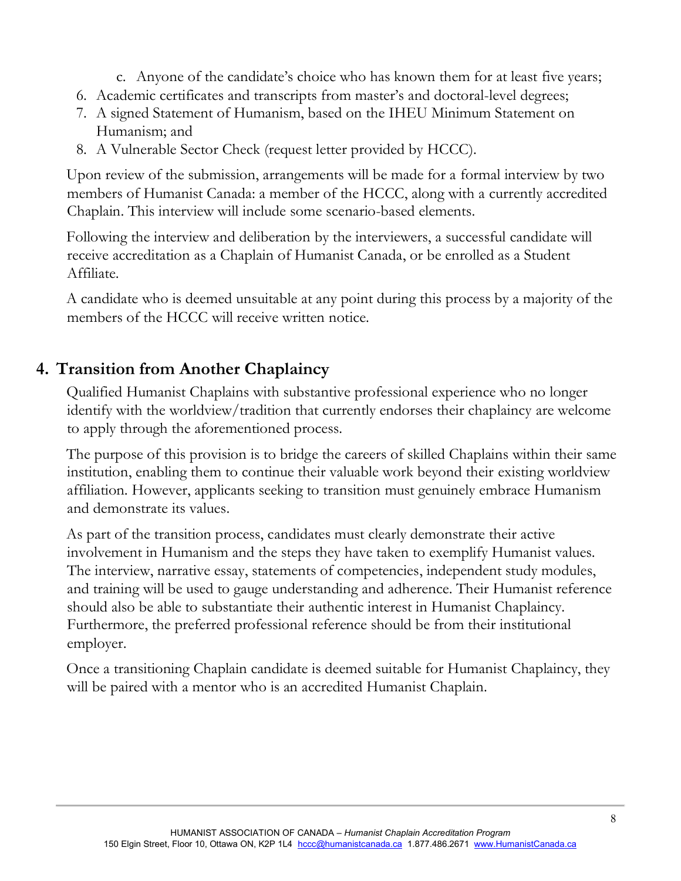c. Anyone of the candidate's choice who has known them for at least five years;
6. Academic certificates and transcripts from master's and doctoral-level degrees;
7. A signed Statement of Humanism, based on the IHEU Minimum Statement on Humanism; and
8. A Vulnerable Sector Check (request letter provided by HCCC).

Upon review of the submission, arrangements will be made for a formal interview by two members of Humanist Canada: a member of the HCCC, along with a currently accredited Chaplain. This interview will include some scenario-based elements.

Following the interview and deliberation by the interviewers, a successful candidate will receive accreditation as a Chaplain of Humanist Canada, or be enrolled as a Student Affiliate.

A candidate who is deemed unsuitable at any point during this process by a majority of the members of the HCCC will receive written notice.

## 4. Transition from Another Chaplaincy

Qualified Humanist Chaplains with substantive professional experience who no longer identify with the worldview/tradition that currently endorses their chaplaincy are welcome to apply through the aforementioned process.

The purpose of this provision is to bridge the careers of skilled Chaplains within their same institution, enabling them to continue their valuable work beyond their existing worldview affiliation. However, applicants seeking to transition must genuinely embrace Humanism and demonstrate its values.

As part of the transition process, candidates must clearly demonstrate their active involvement in Humanism and the steps they have taken to exemplify Humanist values. The interview, narrative essay, statements of competencies, independent study modules, and training will be used to gauge understanding and adherence. Their Humanist reference should also be able to substantiate their authentic interest in Humanist Chaplaincy. Furthermore, the preferred professional reference should be from their institutional employer.

Once a transitioning Chaplain candidate is deemed suitable for Humanist Chaplaincy, they will be paired with a mentor who is an accredited Humanist Chaplain.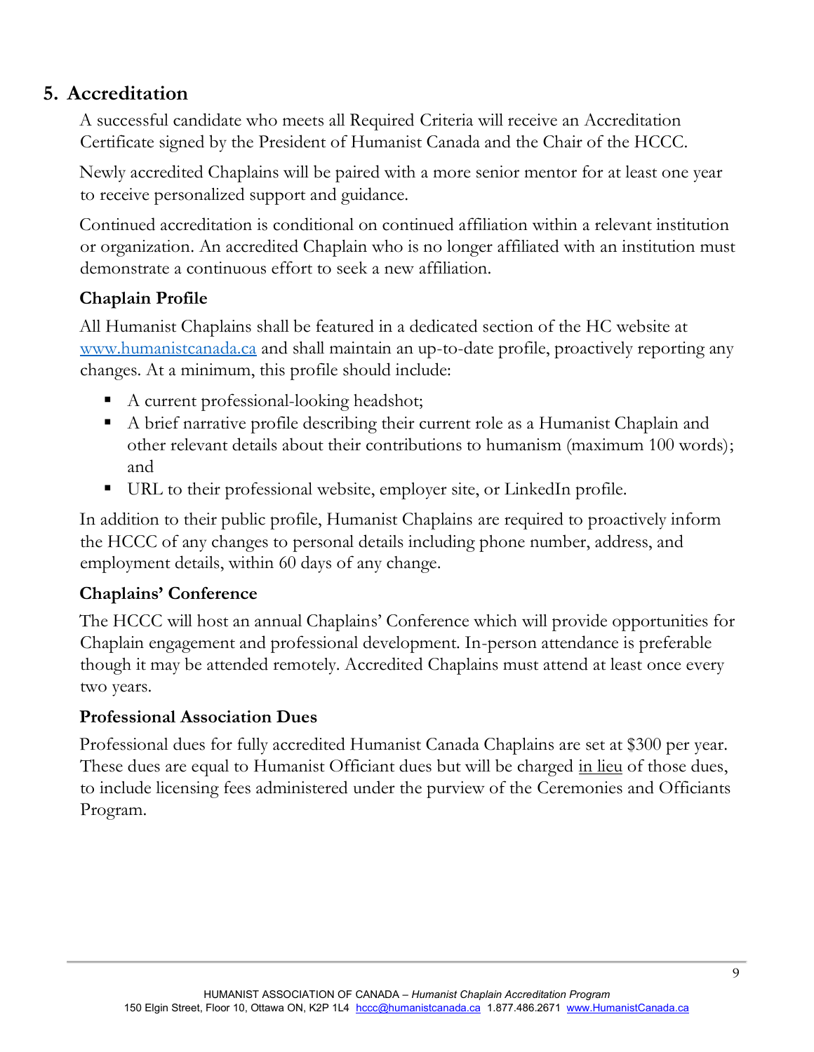## 5. Accreditation

A successful candidate who meets all Required Criteria will receive an Accreditation Certificate signed by the President of Humanist Canada and the Chair of the HCCC.

Newly accredited Chaplains will be paired with a more senior mentor for at least one year to receive personalized support and guidance.

Continued accreditation is conditional on continued affiliation within a relevant institution or organization. An accredited Chaplain who is no longer affiliated with an institution must demonstrate a continuous effort to seek a new affiliation.

### Chaplain Profile

All Humanist Chaplains shall be featured in a dedicated section of the HC website at [www.humanistcanada.ca](http://www.humanistcanada.ca) and shall maintain an up-to-date profile, proactively reporting any changes. At a minimum, this profile should include:

- A current professional-looking headshot;
- A brief narrative profile describing their current role as a Humanist Chaplain and other relevant details about their contributions to humanism (maximum 100 words); and
- URL to their professional website, employer site, or LinkedIn profile.

In addition to their public profile, Humanist Chaplains are required to proactively inform the HCCC of any changes to personal details including phone number, address, and employment details, within 60 days of any change.

### Chaplains' Conference

The HCCC will host an annual Chaplains' Conference which will provide opportunities for Chaplain engagement and professional development. In-person attendance is preferable though it may be attended remotely. Accredited Chaplains must attend at least once every two years.

### Professional Association Dues

Professional dues for fully accredited Humanist Canada Chaplains are set at $300 per year. These dues are equal to Humanist Officiant dues but will be charged <u>in lieu</u> of those dues, to include licensing fees administered under the purview of the Ceremonies and Officiants Program.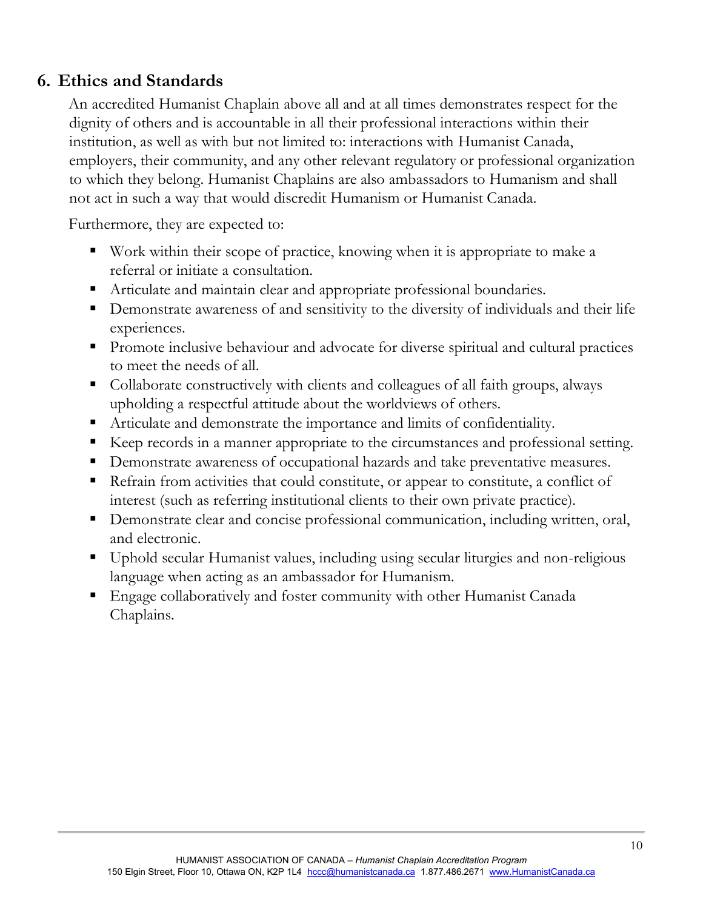## 6. Ethics and Standards

An accredited Humanist Chaplain above all and at all times demonstrates respect for the dignity of others and is accountable in all their professional interactions within their institution, as well as with but not limited to: interactions with Humanist Canada, employers, their community, and any other relevant regulatory or professional organization to which they belong. Humanist Chaplains are also ambassadors to Humanism and shall not act in such a way that would discredit Humanism or Humanist Canada.

Furthermore, they are expected to:

- Work within their scope of practice, knowing when it is appropriate to make a referral or initiate a consultation.
- Articulate and maintain clear and appropriate professional boundaries.
- Demonstrate awareness of and sensitivity to the diversity of individuals and their life experiences.
- Promote inclusive behaviour and advocate for diverse spiritual and cultural practices to meet the needs of all.
- Collaborate constructively with clients and colleagues of all faith groups, always upholding a respectful attitude about the worldviews of others.
- Articulate and demonstrate the importance and limits of confidentiality.
- Keep records in a manner appropriate to the circumstances and professional setting.
- Demonstrate awareness of occupational hazards and take preventative measures.
- Refrain from activities that could constitute, or appear to constitute, a conflict of interest (such as referring institutional clients to their own private practice).
- Demonstrate clear and concise professional communication, including written, oral, and electronic.
- Uphold secular Humanist values, including using secular liturgies and non-religious language when acting as an ambassador for Humanism.
- Engage collaboratively and foster community with other Humanist Canada Chaplains.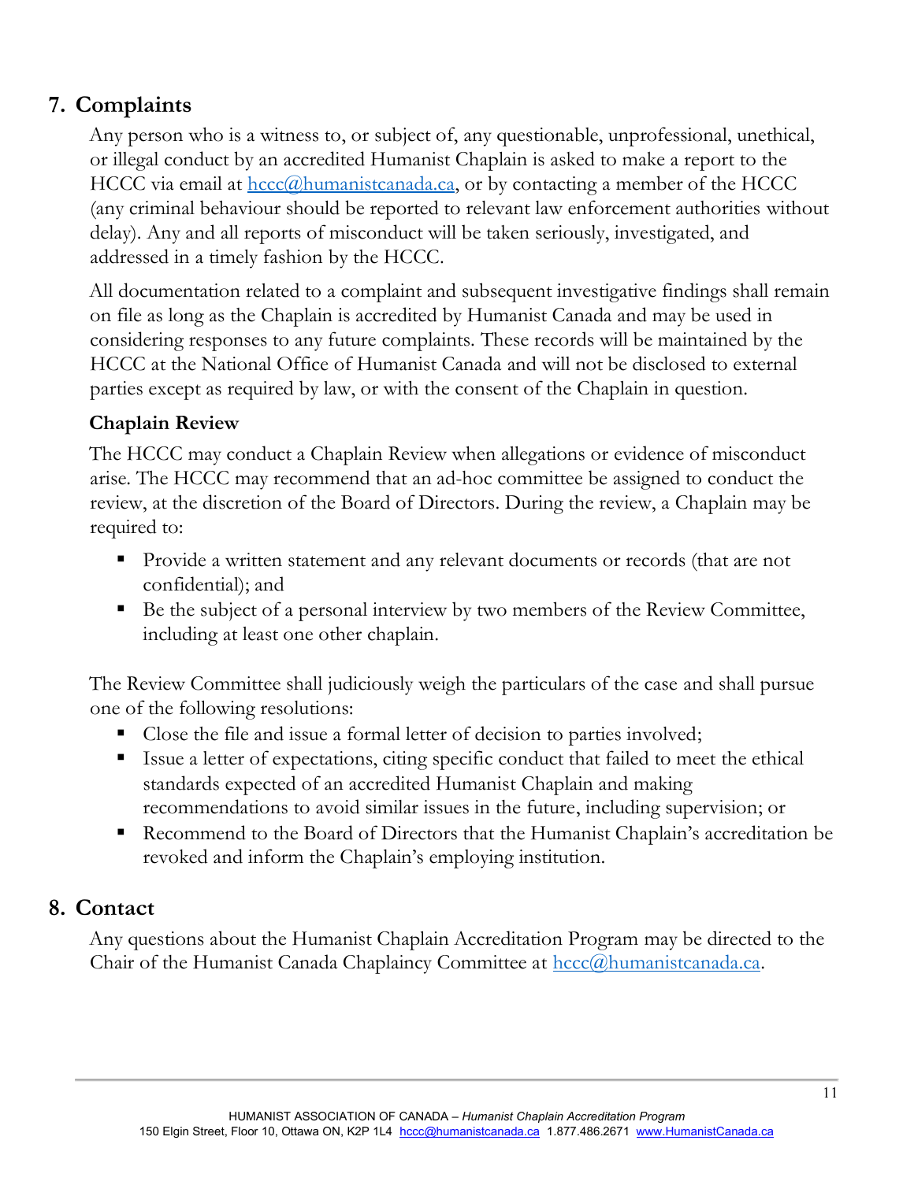## 7. Complaints

Any person who is a witness to, or subject of, any questionable, unprofessional, unethical, or illegal conduct by an accredited Humanist Chaplain is asked to make a report to the HCCC via email at hccc@humanistcanada.ca, or by contacting a member of the HCCC (any criminal behaviour should be reported to relevant law enforcement authorities without delay). Any and all reports of misconduct will be taken seriously, investigated, and addressed in a timely fashion by the HCCC.

All documentation related to a complaint and subsequent investigative findings shall remain on file as long as the Chaplain is accredited by Humanist Canada and may be used in considering responses to any future complaints. These records will be maintained by the HCCC at the National Office of Humanist Canada and will not be disclosed to external parties except as required by law, or with the consent of the Chaplain in question.

### Chaplain Review

The HCCC may conduct a Chaplain Review when allegations or evidence of misconduct arise. The HCCC may recommend that an ad-hoc committee be assigned to conduct the review, at the discretion of the Board of Directors. During the review, a Chaplain may be required to:

- Provide a written statement and any relevant documents or records (that are not confidential); and
- Be the subject of a personal interview by two members of the Review Committee, including at least one other chaplain.

The Review Committee shall judiciously weigh the particulars of the case and shall pursue one of the following resolutions:

- Close the file and issue a formal letter of decision to parties involved;
- Issue a letter of expectations, citing specific conduct that failed to meet the ethical standards expected of an accredited Humanist Chaplain and making recommendations to avoid similar issues in the future, including supervision; or
- Recommend to the Board of Directors that the Humanist Chaplain's accreditation be revoked and inform the Chaplain's employing institution.

## 8. Contact

Any questions about the Humanist Chaplain Accreditation Program may be directed to the Chair of the Humanist Canada Chaplaincy Committee at hccc@humanistcanada.ca.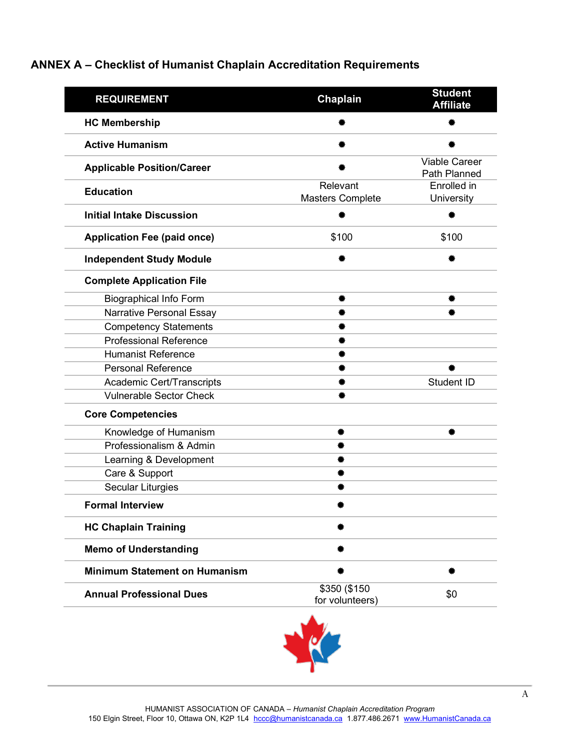## ANNEX A – Checklist of Humanist Chaplain Accreditation Requirements

| REQUIREMENT | Chaplain | Student Affiliate |
|---|---|---|
| **HC Membership** | ✹ | ✹ |
| **Active Humanism** | ✹ | ✹ |
| **Applicable Position/Career** | ✹ | Viable Career Path Planned |
| **Education** | Relevant Masters Complete | Enrolled in University |
| **Initial Intake Discussion** | ✹ | ✹ |
| **Application Fee (paid once)** | $100 | $100 |
| **Independent Study Module** | ✹ | ✹ |
| **Complete Application File** | | |
| Biographical Info Form | ✹ | ✹ |
| Narrative Personal Essay | ✹ | ✹ |
| Competency Statements | ✹ | |
| Professional Reference | ✹ | |
| Humanist Reference | ✹ | |
| Personal Reference | ✹ | ✹ |
| Academic Cert/Transcripts | ✹ | Student ID |
| Vulnerable Sector Check | ✹ | |
| **Core Competencies** | | |
| Knowledge of Humanism | ✹ | ✹ |
| Professionalism & Admin | ✹ | |
| Learning & Development | ✹ | |
| Care & Support | ✹ | |
| Secular Liturgies | ✹ | |
| **Formal Interview** | ✹ | |
| **HC Chaplain Training** | ✹ | |
| **Memo of Understanding** | ✹ | |
| **Minimum Statement on Humanism** | ✹ | ✹ |
| **Annual Professional Dues** | $350 ($150 for volunteers) | $0 |

HUMANIST ASSOCIATION OF CANADA – *Humanist Chaplain Accreditation Program*
150 Elgin Street, Floor 10, Ottawa ON, K2P 1L4 hccc@humanistcanada.ca 1.877.486.2671 www.HumanistCanada.ca